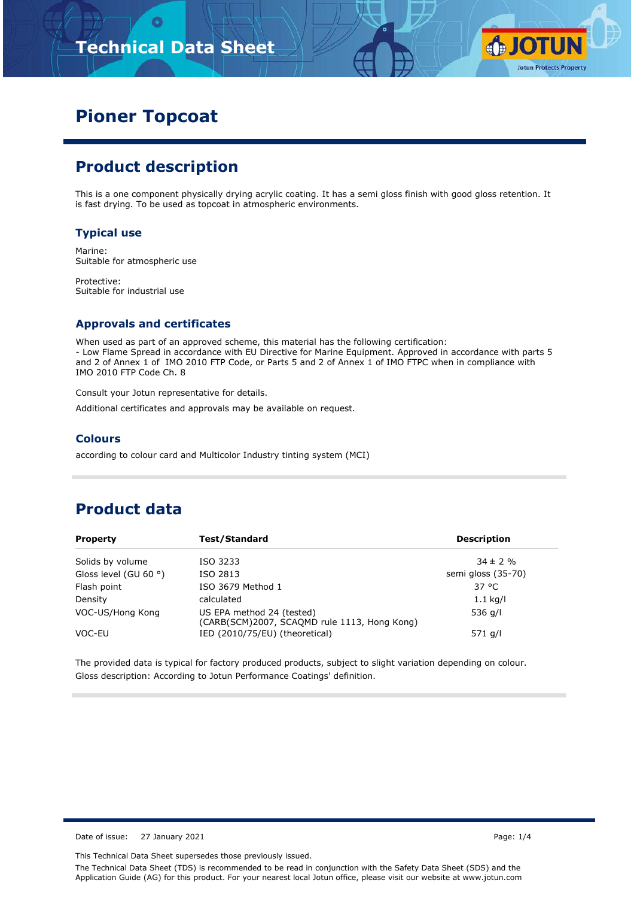# Pioner Topcoat

## Product description

This is a one component physically drying acrylic coating. It has a semi gloss finish with good gloss retention. It is fast drying. To be used as topcoat in atmospheric environments.

### Typical use

Marine:
Suitable for atmospheric use

Protective:
Suitable for industrial use

### Approvals and certificates

When used as part of an approved scheme, this material has the following certification:
- Low Flame Spread in accordance with EU Directive for Marine Equipment. Approved in accordance with parts 5 and 2 of Annex 1 of IMO 2010 FTP Code, or Parts 5 and 2 of Annex 1 of IMO FTPC when in compliance with IMO 2010 FTP Code Ch. 8

Consult your Jotun representative for details.

Additional certificates and approvals may be available on request.

### Colours

according to colour card and Multicolor Industry tinting system (MCI)

## Product data

| Property | Test/Standard | Description |
|---|---|---|
| Solids by volume | ISO 3233 | 34 ± 2 % |
| Gloss level (GU 60 °) | ISO 2813 | semi gloss (35-70) |
| Flash point | ISO 3679 Method 1 | 37 °C |
| Density | calculated | 1.1 kg/l |
| VOC-US/Hong Kong | US EPA method 24 (tested) (CARB(SCM)2007, SCAQMD rule 1113, Hong Kong) | 536 g/l |
| VOC-EU | IED (2010/75/EU) (theoretical) | 571 g/l |

The provided data is typical for factory produced products, subject to slight variation depending on colour.
Gloss description: According to Jotun Performance Coatings' definition.

Date of issue: 27 January 2021

This Technical Data Sheet supersedes those previously issued.

The Technical Data Sheet (TDS) is recommended to be read in conjunction with the Safety Data Sheet (SDS) and the Application Guide (AG) for this product. For your nearest local Jotun office, please visit our website at www.jotun.com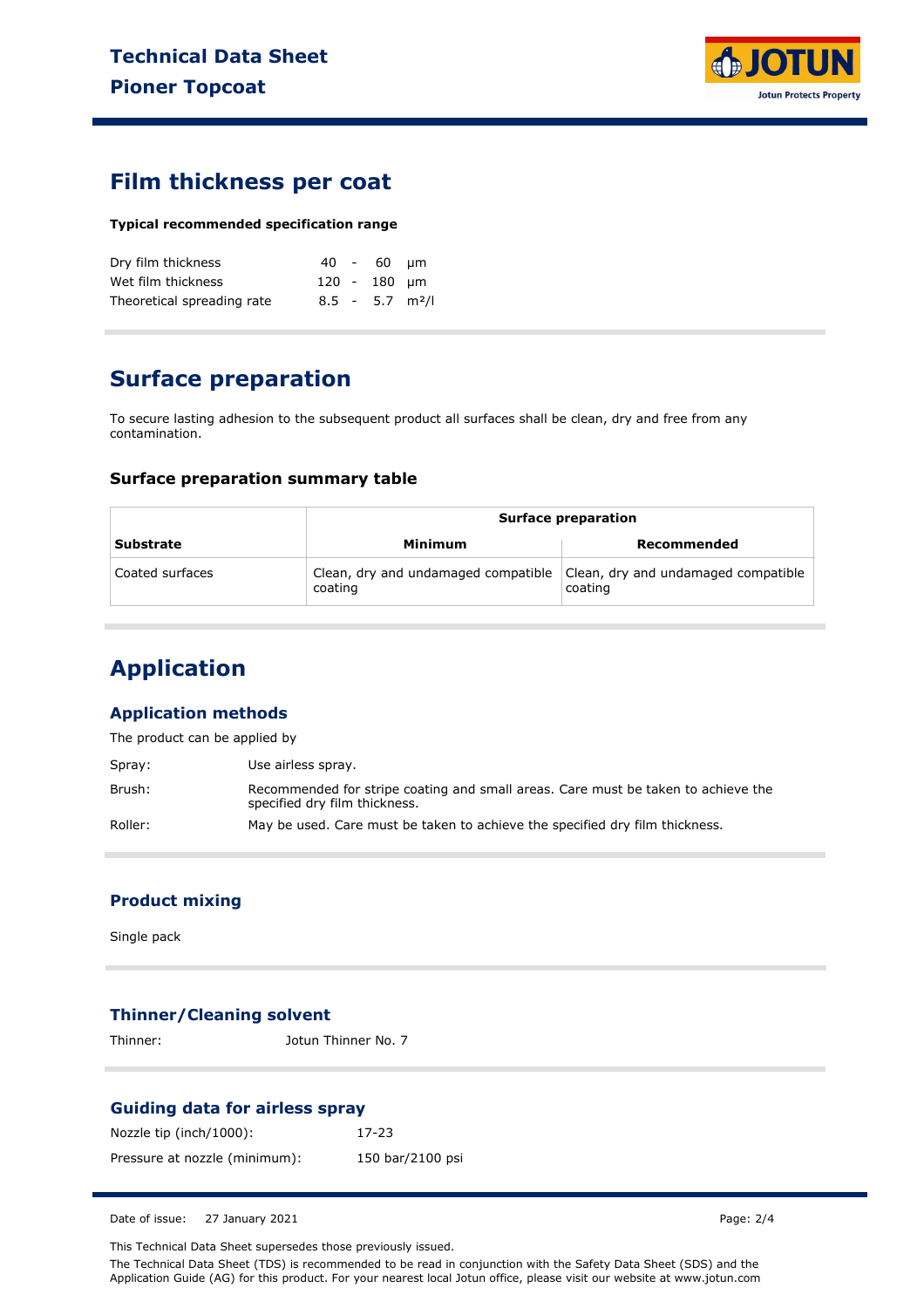## Film thickness per coat

**Typical recommended specification range**

| | | |
|---|---|---|
| Dry film thickness | 40 - 60 | µm |
| Wet film thickness | 120 - 180 | µm |
| Theoretical spreading rate | 8.5 - 5.7 | $m^2/l$ |

## Surface preparation

To secure lasting adhesion to the subsequent product all surfaces shall be clean, dry and free from any contamination.

### Surface preparation summary table

| | Surface preparation | |
|---|---|---|
| **Substrate** | **Minimum** | **Recommended** |
| Coated surfaces | Clean, dry and undamaged compatible coating | Clean, dry and undamaged compatible coating |

## Application

### Application methods

The product can be applied by

Spray: Use airless spray.

Brush: Recommended for stripe coating and small areas. Care must be taken to achieve the specified dry film thickness.

Roller: May be used. Care must be taken to achieve the specified dry film thickness.

### Product mixing

Single pack

### Thinner/Cleaning solvent

Thinner: Jotun Thinner No. 7

### Guiding data for airless spray

Nozzle tip (inch/1000): 17-23

Pressure at nozzle (minimum): 150 bar/2100 psi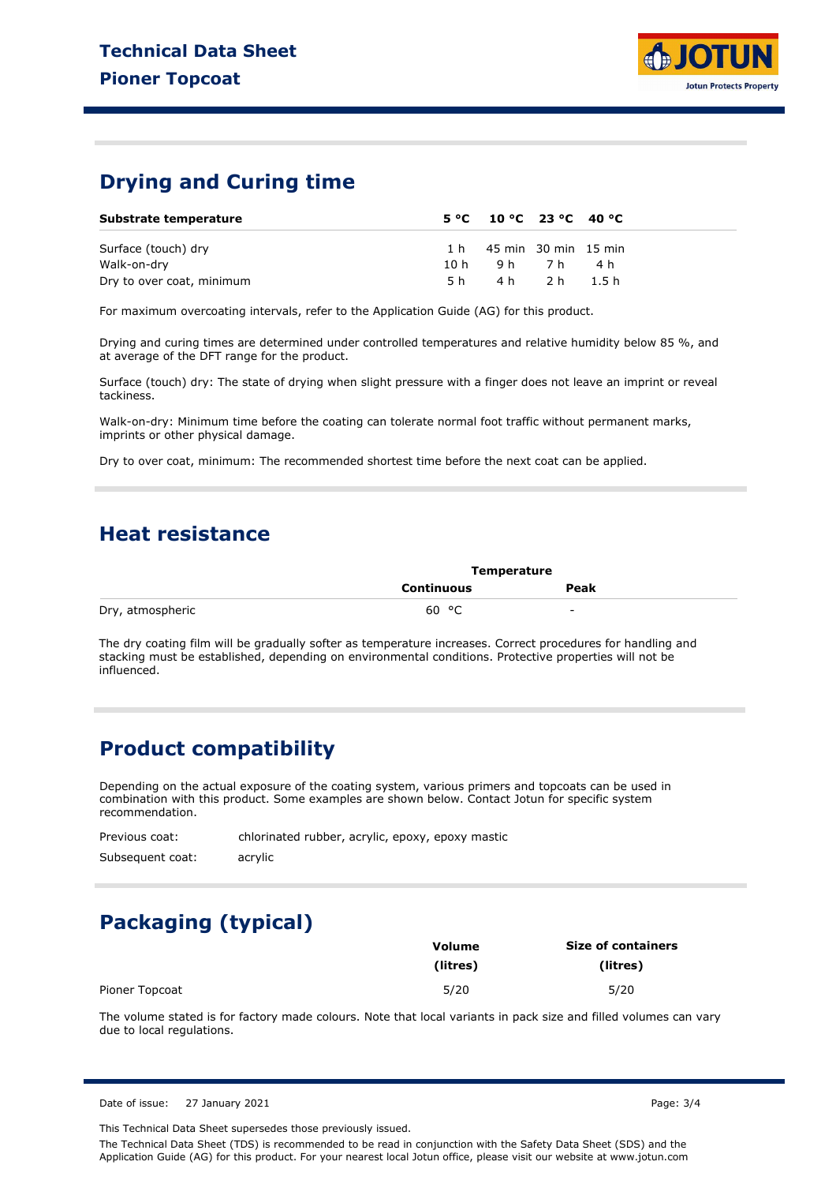## Drying and Curing time

| Substrate temperature | 5 °C | 10 °C | 23 °C | 40 °C |
|---|---|---|---|---|
| Surface (touch) dry | 1 h | 45 min | 30 min | 15 min |
| Walk-on-dry | 10 h | 9 h | 7 h | 4 h |
| Dry to over coat, minimum | 5 h | 4 h | 2 h | 1.5 h |

For maximum overcoating intervals, refer to the Application Guide (AG) for this product.

Drying and curing times are determined under controlled temperatures and relative humidity below 85 %, and at average of the DFT range for the product.

Surface (touch) dry: The state of drying when slight pressure with a finger does not leave an imprint or reveal tackiness.

Walk-on-dry: Minimum time before the coating can tolerate normal foot traffic without permanent marks, imprints or other physical damage.

Dry to over coat, minimum: The recommended shortest time before the next coat can be applied.

## Heat resistance

| | Temperature | |
|---|---|---|
| | **Continuous** | **Peak** |
| Dry, atmospheric | 60 °C | - |

The dry coating film will be gradually softer as temperature increases. Correct procedures for handling and stacking must be established, depending on environmental conditions. Protective properties will not be influenced.

## Product compatibility

Depending on the actual exposure of the coating system, various primers and topcoats can be used in combination with this product. Some examples are shown below. Contact Jotun for specific system recommendation.

Previous coat: chlorinated rubber, acrylic, epoxy, epoxy mastic

Subsequent coat: acrylic

## Packaging (typical)

| | Volume (litres) | Size of containers (litres) |
|---|---|---|
| Pioner Topcoat | 5/20 | 5/20 |

The volume stated is for factory made colours. Note that local variants in pack size and filled volumes can vary due to local regulations.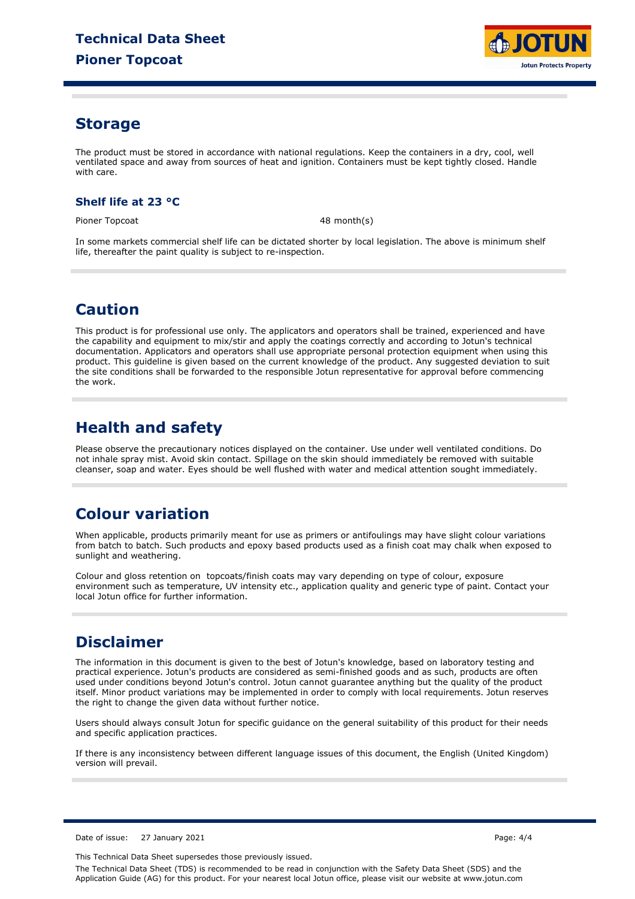## Storage

The product must be stored in accordance with national regulations. Keep the containers in a dry, cool, well ventilated space and away from sources of heat and ignition. Containers must be kept tightly closed. Handle with care.

### Shelf life at 23 °C

| | |
|---|---|
| Pioner Topcoat | 48 month(s) |

In some markets commercial shelf life can be dictated shorter by local legislation. The above is minimum shelf life, thereafter the paint quality is subject to re-inspection.

## Caution

This product is for professional use only. The applicators and operators shall be trained, experienced and have the capability and equipment to mix/stir and apply the coatings correctly and according to Jotun's technical documentation. Applicators and operators shall use appropriate personal protection equipment when using this product. This guideline is given based on the current knowledge of the product. Any suggested deviation to suit the site conditions shall be forwarded to the responsible Jotun representative for approval before commencing the work.

## Health and safety

Please observe the precautionary notices displayed on the container. Use under well ventilated conditions. Do not inhale spray mist. Avoid skin contact. Spillage on the skin should immediately be removed with suitable cleanser, soap and water. Eyes should be well flushed with water and medical attention sought immediately.

## Colour variation

When applicable, products primarily meant for use as primers or antifoulings may have slight colour variations from batch to batch. Such products and epoxy based products used as a finish coat may chalk when exposed to sunlight and weathering.

Colour and gloss retention on topcoats/finish coats may vary depending on type of colour, exposure environment such as temperature, UV intensity etc., application quality and generic type of paint. Contact your local Jotun office for further information.

## Disclaimer

The information in this document is given to the best of Jotun's knowledge, based on laboratory testing and practical experience. Jotun's products are considered as semi-finished goods and as such, products are often used under conditions beyond Jotun's control. Jotun cannot guarantee anything but the quality of the product itself. Minor product variations may be implemented in order to comply with local requirements. Jotun reserves the right to change the given data without further notice.

Users should always consult Jotun for specific guidance on the general suitability of this product for their needs and specific application practices.

If there is any inconsistency between different language issues of this document, the English (United Kingdom) version will prevail.

Date of issue: 27 January 2021

This Technical Data Sheet supersedes those previously issued.

The Technical Data Sheet (TDS) is recommended to be read in conjunction with the Safety Data Sheet (SDS) and the Application Guide (AG) for this product. For your nearest local Jotun office, please visit our website at www.jotun.com